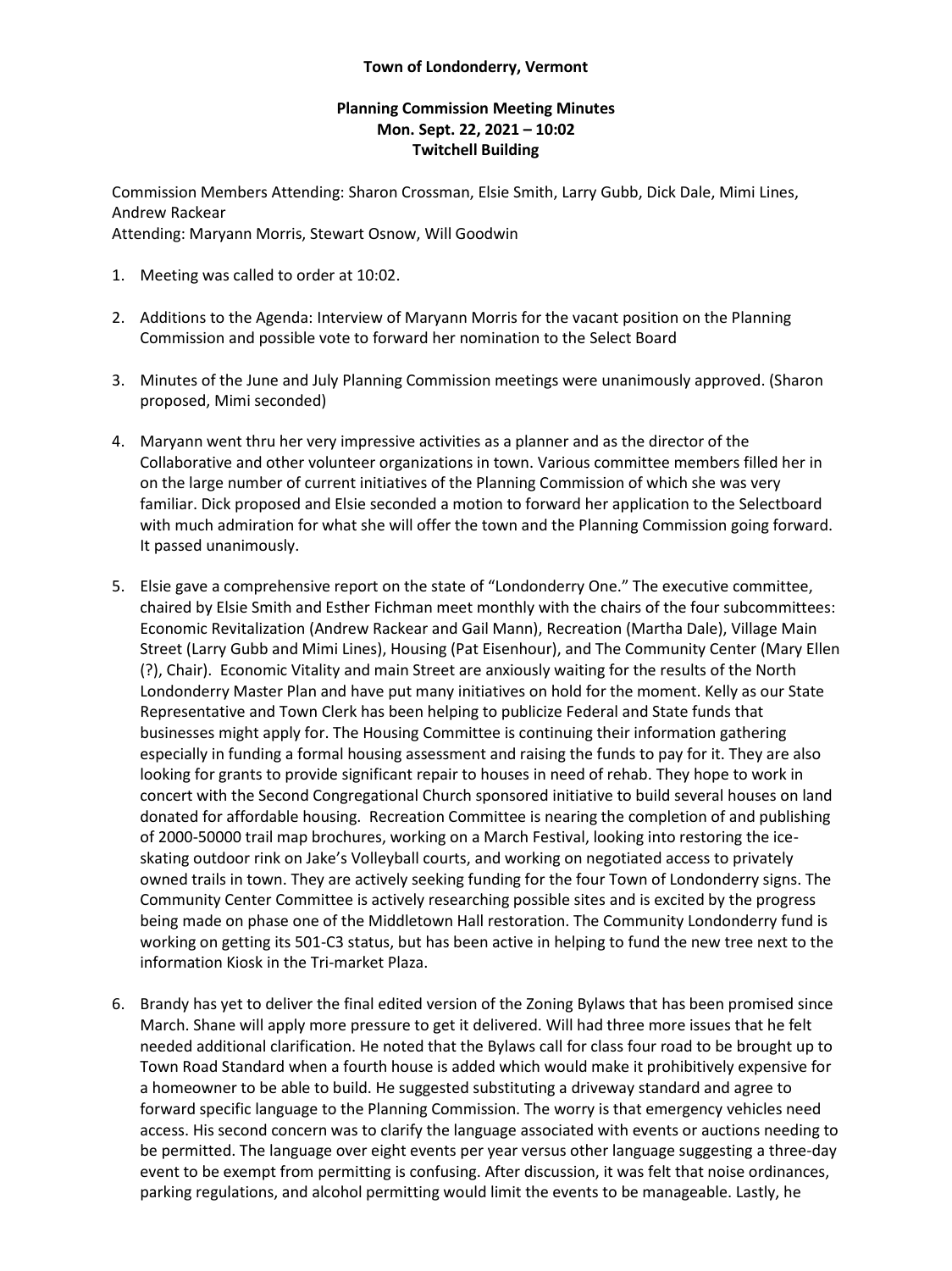**Town of Londonderry, Vermont**

**Planning Commission Meeting Minutes**
**Mon. Sept. 22, 2021 – 10:02**
**Twitchell Building**

Commission Members Attending: Sharon Crossman, Elsie Smith, Larry Gubb, Dick Dale, Mimi Lines, Andrew Rackear
Attending: Maryann Morris, Stewart Osnow, Will Goodwin

1. Meeting was called to order at 10:02.

2. Additions to the Agenda: Interview of Maryann Morris for the vacant position on the Planning Commission and possible vote to forward her nomination to the Select Board

3. Minutes of the June and July Planning Commission meetings were unanimously approved. (Sharon proposed, Mimi seconded)

4. Maryann went thru her very impressive activities as a planner and as the director of the Collaborative and other volunteer organizations in town. Various committee members filled her in on the large number of current initiatives of the Planning Commission of which she was very familiar. Dick proposed and Elsie seconded a motion to forward her application to the Selectboard with much admiration for what she will offer the town and the Planning Commission going forward. It passed unanimously.

5. Elsie gave a comprehensive report on the state of "Londonderry One." The executive committee, chaired by Elsie Smith and Esther Fichman meet monthly with the chairs of the four subcommittees: Economic Revitalization (Andrew Rackear and Gail Mann), Recreation (Martha Dale), Village Main Street (Larry Gubb and Mimi Lines), Housing (Pat Eisenhour), and The Community Center (Mary Ellen (?), Chair). Economic Vitality and main Street are anxiously waiting for the results of the North Londonderry Master Plan and have put many initiatives on hold for the moment. Kelly as our State Representative and Town Clerk has been helping to publicize Federal and State funds that businesses might apply for. The Housing Committee is continuing their information gathering especially in funding a formal housing assessment and raising the funds to pay for it. They are also looking for grants to provide significant repair to houses in need of rehab. They hope to work in concert with the Second Congregational Church sponsored initiative to build several houses on land donated for affordable housing. Recreation Committee is nearing the completion of and publishing of 2000-50000 trail map brochures, working on a March Festival, looking into restoring the ice-skating outdoor rink on Jake's Volleyball courts, and working on negotiated access to privately owned trails in town. They are actively seeking funding for the four Town of Londonderry signs. The Community Center Committee is actively researching possible sites and is excited by the progress being made on phase one of the Middletown Hall restoration. The Community Londonderry fund is working on getting its 501-C3 status, but has been active in helping to fund the new tree next to the information Kiosk in the Tri-market Plaza.

6. Brandy has yet to deliver the final edited version of the Zoning Bylaws that has been promised since March. Shane will apply more pressure to get it delivered. Will had three more issues that he felt needed additional clarification. He noted that the Bylaws call for class four road to be brought up to Town Road Standard when a fourth house is added which would make it prohibitively expensive for a homeowner to be able to build. He suggested substituting a driveway standard and agree to forward specific language to the Planning Commission. The worry is that emergency vehicles need access. His second concern was to clarify the language associated with events or auctions needing to be permitted. The language over eight events per year versus other language suggesting a three-day event to be exempt from permitting is confusing. After discussion, it was felt that noise ordinances, parking regulations, and alcohol permitting would limit the events to be manageable. Lastly, he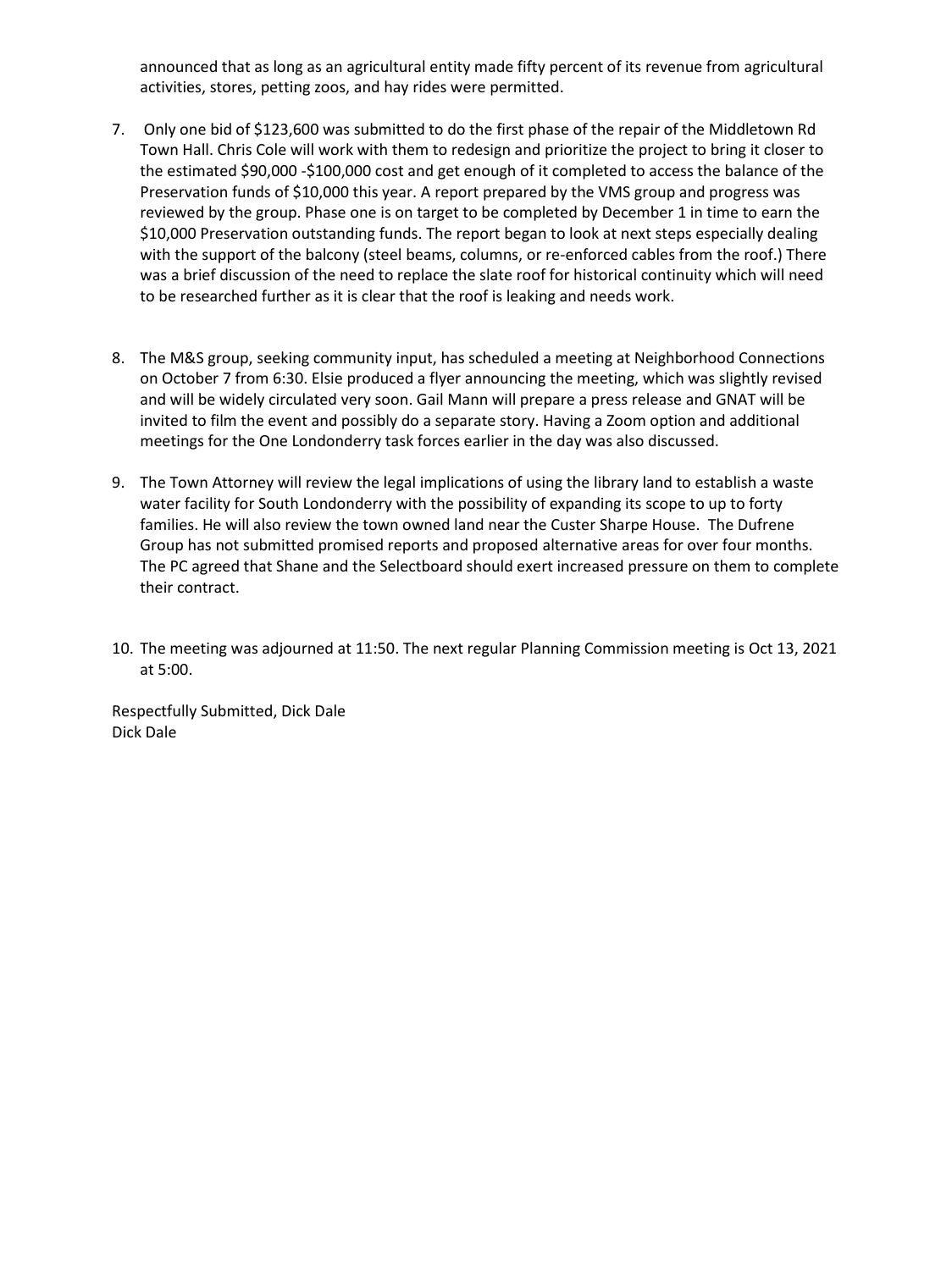announced that as long as an agricultural entity made fifty percent of its revenue from agricultural activities, stores, petting zoos, and hay rides were permitted.

7. Only one bid of $123,600 was submitted to do the first phase of the repair of the Middletown Rd Town Hall. Chris Cole will work with them to redesign and prioritize the project to bring it closer to the estimated $90,000 -$100,000 cost and get enough of it completed to access the balance of the Preservation funds of $10,000 this year. A report prepared by the VMS group and progress was reviewed by the group. Phase one is on target to be completed by December 1 in time to earn the $10,000 Preservation outstanding funds. The report began to look at next steps especially dealing with the support of the balcony (steel beams, columns, or re-enforced cables from the roof.) There was a brief discussion of the need to replace the slate roof for historical continuity which will need to be researched further as it is clear that the roof is leaking and needs work.

8. The M&S group, seeking community input, has scheduled a meeting at Neighborhood Connections on October 7 from 6:30. Elsie produced a flyer announcing the meeting, which was slightly revised and will be widely circulated very soon. Gail Mann will prepare a press release and GNAT will be invited to film the event and possibly do a separate story. Having a Zoom option and additional meetings for the One Londonderry task forces earlier in the day was also discussed.

9. The Town Attorney will review the legal implications of using the library land to establish a waste water facility for South Londonderry with the possibility of expanding its scope to up to forty families. He will also review the town owned land near the Custer Sharpe House. The Dufrene Group has not submitted promised reports and proposed alternative areas for over four months. The PC agreed that Shane and the Selectboard should exert increased pressure on them to complete their contract.

10. The meeting was adjourned at 11:50. The next regular Planning Commission meeting is Oct 13, 2021 at 5:00.

Respectfully Submitted, Dick Dale
Dick Dale